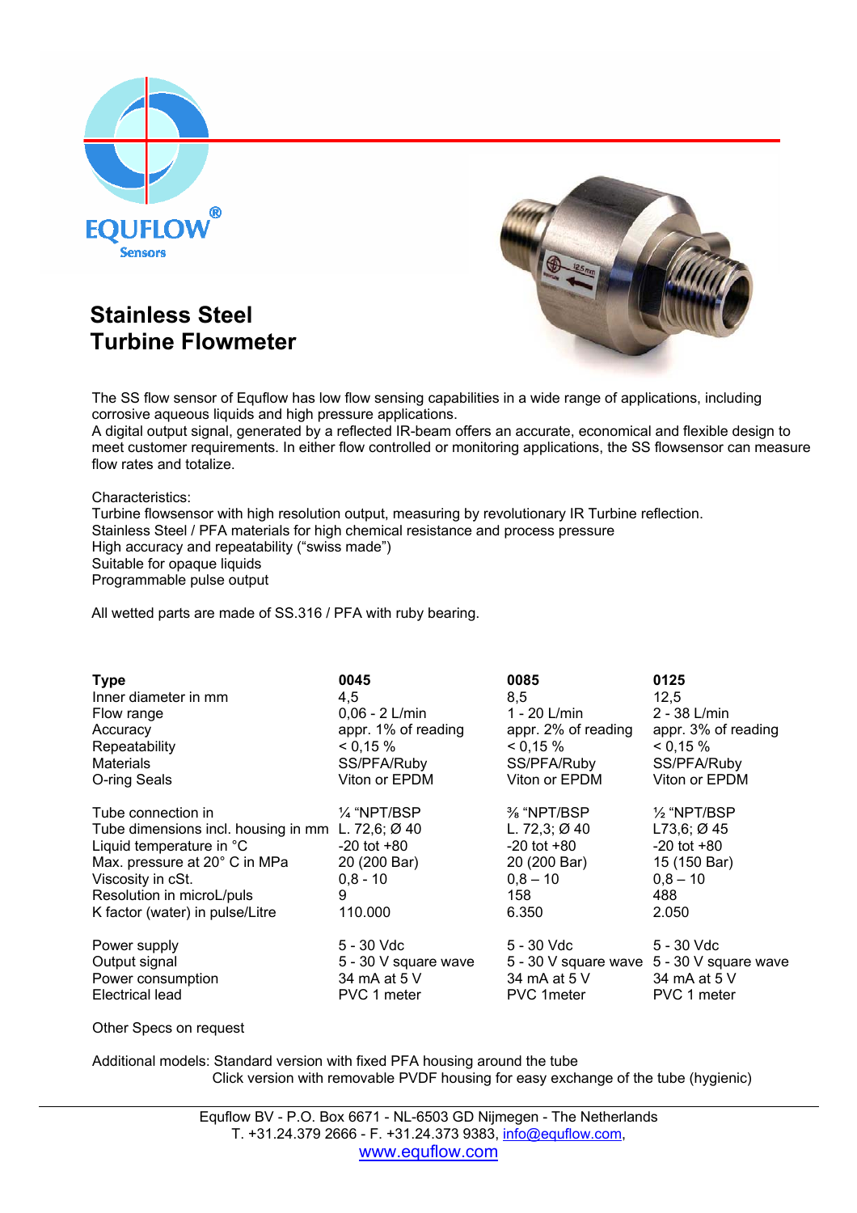# Stainless Steel Turbine Flowmeter

The SS flow sensor of Equflow has low flow sensing capabilities in a wide range of applications, including corrosive aqueous liquids and high pressure applications.
A digital output signal, generated by a reflected IR-beam offers an accurate, economical and flexible design to meet customer requirements. In either flow controlled or monitoring applications, the SS flowsensor can measure flow rates and totalize.

Characteristics:
Turbine flowsensor with high resolution output, measuring by revolutionary IR Turbine reflection.
Stainless Steel / PFA materials for high chemical resistance and process pressure
High accuracy and repeatability ("swiss made")
Suitable for opaque liquids
Programmable pulse output

All wetted parts are made of SS.316 / PFA with ruby bearing.

| Type | 0045 | 0085 | 0125 |
|---|---|---|---|
| Inner diameter in mm | 4,5 | 8,5 | 12,5 |
| Flow range | 0,06 - 2 L/min | 1 - 20 L/min | 2 - 38 L/min |
| Accuracy | appr. 1% of reading | appr. 2% of reading | appr. 3% of reading |
| Repeatability | < 0,15 % | < 0,15 % | < 0,15 % |
| Materials | SS/PFA/Ruby | SS/PFA/Ruby | SS/PFA/Ruby |
| O-ring Seals | Viton or EPDM | Viton or EPDM | Viton or EPDM |
| Tube connection in | ¼ "NPT/BSP | ⅜ "NPT/BSP | ½ "NPT/BSP |
| Tube dimensions incl. housing in mm | L. 72,6; Ø 40 | L. 72,3; Ø 40 | L73,6; Ø 45 |
| Liquid temperature in °C | -20 tot +80 | -20 tot +80 | -20 tot +80 |
| Max. pressure at 20° C in MPa | 20 (200 Bar) | 20 (200 Bar) | 15 (150 Bar) |
| Viscosity in cSt. | 0,8 - 10 | 0,8 – 10 | 0,8 – 10 |
| Resolution in microL/puls | 9 | 158 | 488 |
| K factor (water) in pulse/Litre | 110.000 | 6.350 | 2.050 |
| Power supply | 5 - 30 Vdc | 5 - 30 Vdc | 5 - 30 Vdc |
| Output signal | 5 - 30 V square wave | 5 - 30 V square wave | 5 - 30 V square wave |
| Power consumption | 34 mA at 5 V | 34 mA at 5 V | 34 mA at 5 V |
| Electrical lead | PVC 1 meter | PVC 1meter | PVC 1 meter |

Other Specs on request

Additional models: Standard version with fixed PFA housing around the tube
Click version with removable PVDF housing for easy exchange of the tube (hygienic)

Equflow BV - P.O. Box 6671 - NL-6503 GD Nijmegen - The Netherlands
T. +31.24.379 2666 - F. +31.24.373 9383, info@equflow.com,
www.equflow.com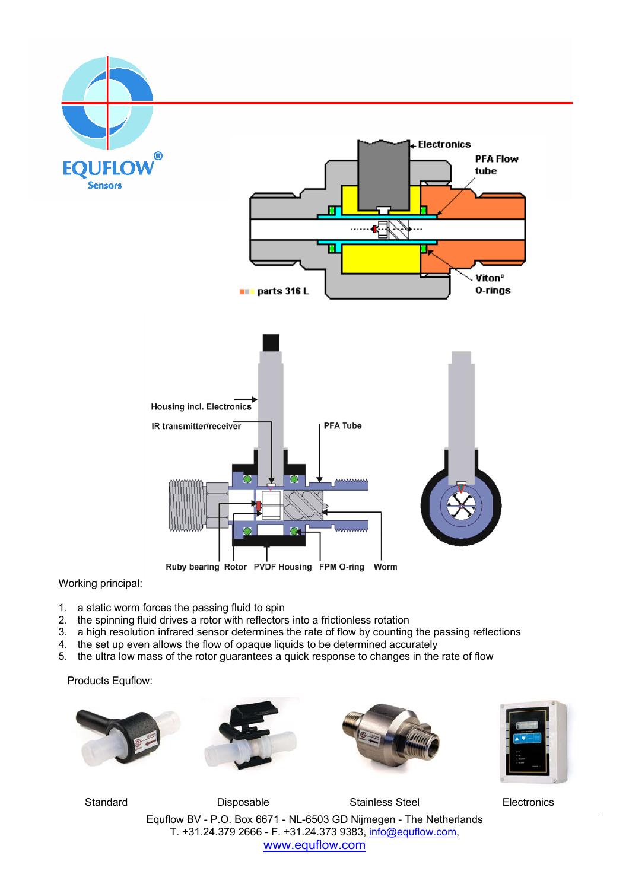Electronics

PFA Flow tube

Viton® O-rings

parts 316 L

Housing incl. Electronics

IR transmitter/receiver

PFA Tube

Ruby bearing Rotor PVDF Housing FPM O-ring Worm

Working principal:

1. a static worm forces the passing fluid to spin
2. the spinning fluid drives a rotor with reflectors into a frictionless rotation
3. a high resolution infrared sensor determines the rate of flow by counting the passing reflections
4. the set up even allows the flow of opaque liquids to be determined accurately
5. the ultra low mass of the rotor guarantees a quick response to changes in the rate of flow

Products Equflow:

Standard

Disposable

Stainless Steel

Electronics

Equflow BV - P.O. Box 6671 - NL-6503 GD Nijmegen - The Netherlands
T. +31.24.379 2666 - F. +31.24.373 9383, info@equflow.com,
www.equflow.com